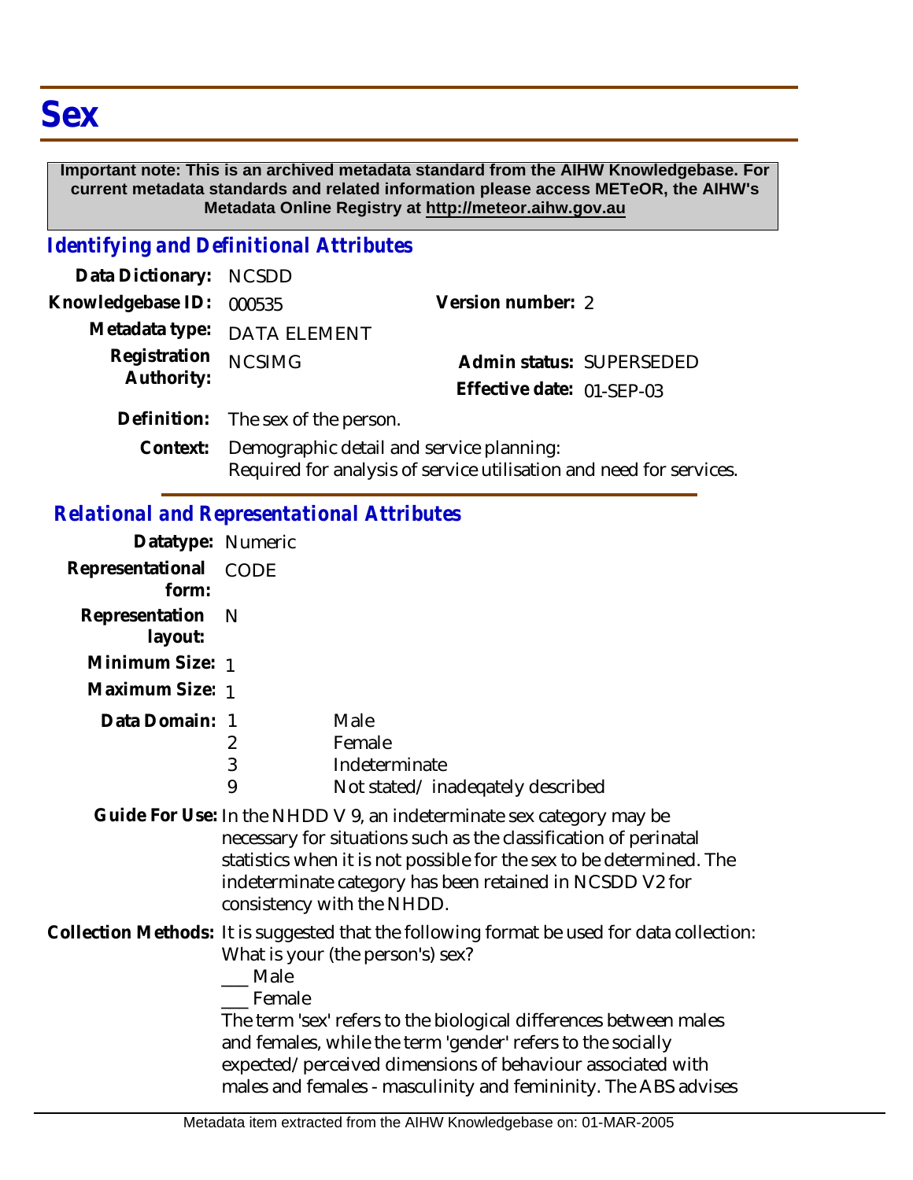# Sex

**Important note: This is an archived metadata standard from the AIHW Knowledgebase. For current metadata standards and related information please access METeOR, the AIHW's Metadata Online Registry at http://meteor.aihw.gov.au**

## *Identifying and Definitional Attributes*

**Data Dictionary:** NCSDD

**Knowledgebase ID:** 000535

**Version number:** 2

**Metadata type:** DATA ELEMENT

**Registration Authority:** NCSIMG

**Admin status:** SUPERSEDED

**Effective date:** 01-SEP-03

**Definition:** The sex of the person.

**Context:** Demographic detail and service planning:
Required for analysis of service utilisation and need for services.

## *Relational and Representational Attributes*

**Datatype:** Numeric

**Representational form:** CODE

**Representation layout:** N

**Minimum Size:** 1

**Maximum Size:** 1

**Data Domain:**

| | |
|---|---|
| 1 | Male |
| 2 | Female |
| 3 | Indeterminate |
| 9 | Not stated/ inadeqately described |

**Guide For Use:** In the NHDD V 9, an indeterminate sex category may be necessary for situations such as the classification of perinatal statistics when it is not possible for the sex to be determined. The indeterminate category has been retained in NCSDD V2 for consistency with the NHDD.

**Collection Methods:** It is suggested that the following format be used for data collection:
What is your (the person's) sex?
___ Male
___ Female
The term 'sex' refers to the biological differences between males and females, while the term 'gender' refers to the socially expected/perceived dimensions of behaviour associated with males and females - masculinity and femininity. The ABS advises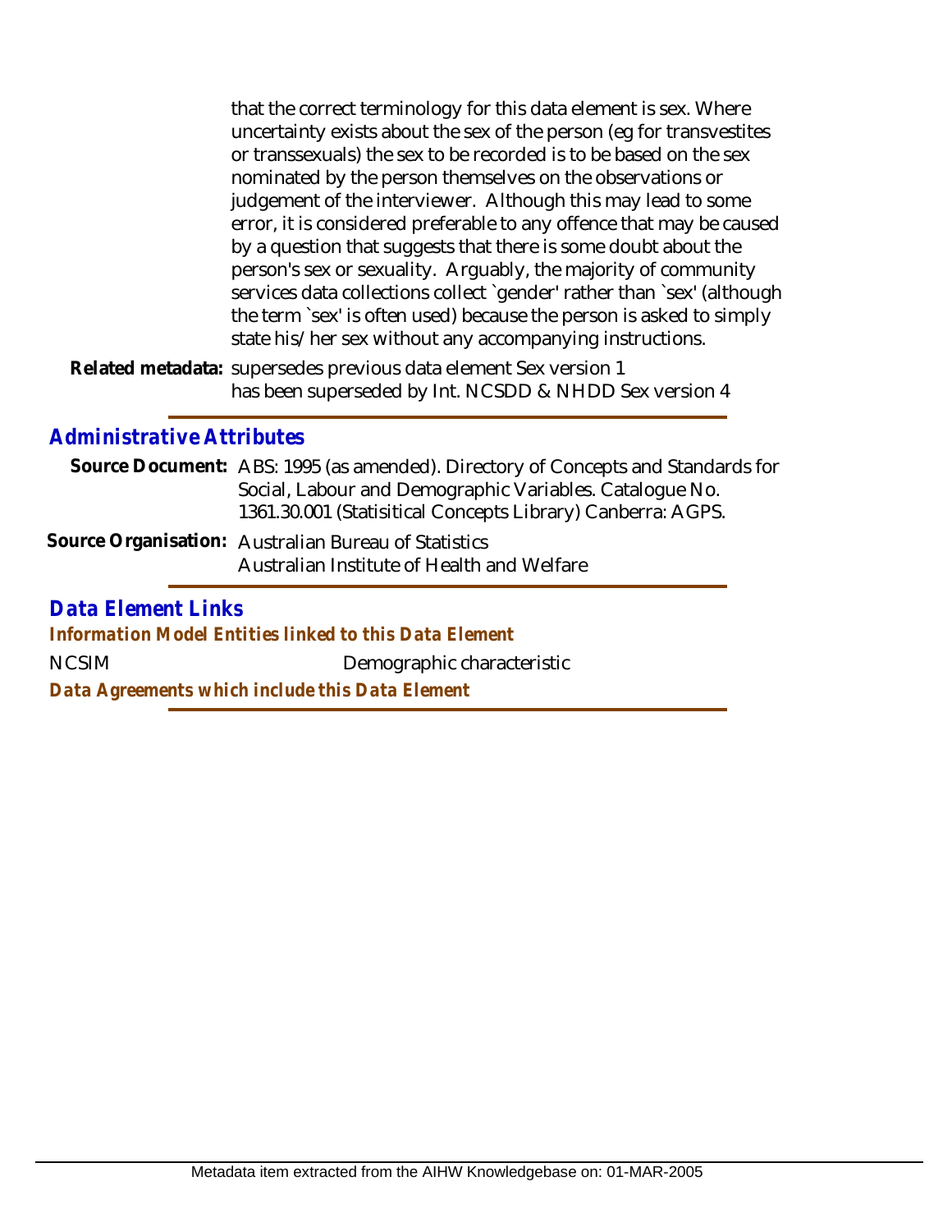that the correct terminology for this data element is sex. Where uncertainty exists about the sex of the person (eg for transvestites or transsexuals) the sex to be recorded is to be based on the sex nominated by the person themselves on the observations or judgement of the interviewer. Although this may lead to some error, it is considered preferable to any offence that may be caused by a question that suggests that there is some doubt about the person's sex or sexuality. Arguably, the majority of community services data collections collect `gender' rather than `sex' (although the term `sex' is often used) because the person is asked to simply state his/her sex without any accompanying instructions.

**Related metadata:** supersedes previous data element Sex version 1
has been superseded by Int. NCSDD & NHDD Sex version 4

## Administrative Attributes

**Source Document:** ABS: 1995 (as amended). Directory of Concepts and Standards for Social, Labour and Demographic Variables. Catalogue No. 1361.30.001 (Statisitical Concepts Library) Canberra: AGPS.

**Source Organisation:** Australian Bureau of Statistics
Australian Institute of Health and Welfare

## Data Element Links

### Information Model Entities linked to this Data Element

NCSIM Demographic characteristic

### Data Agreements which include this Data Element